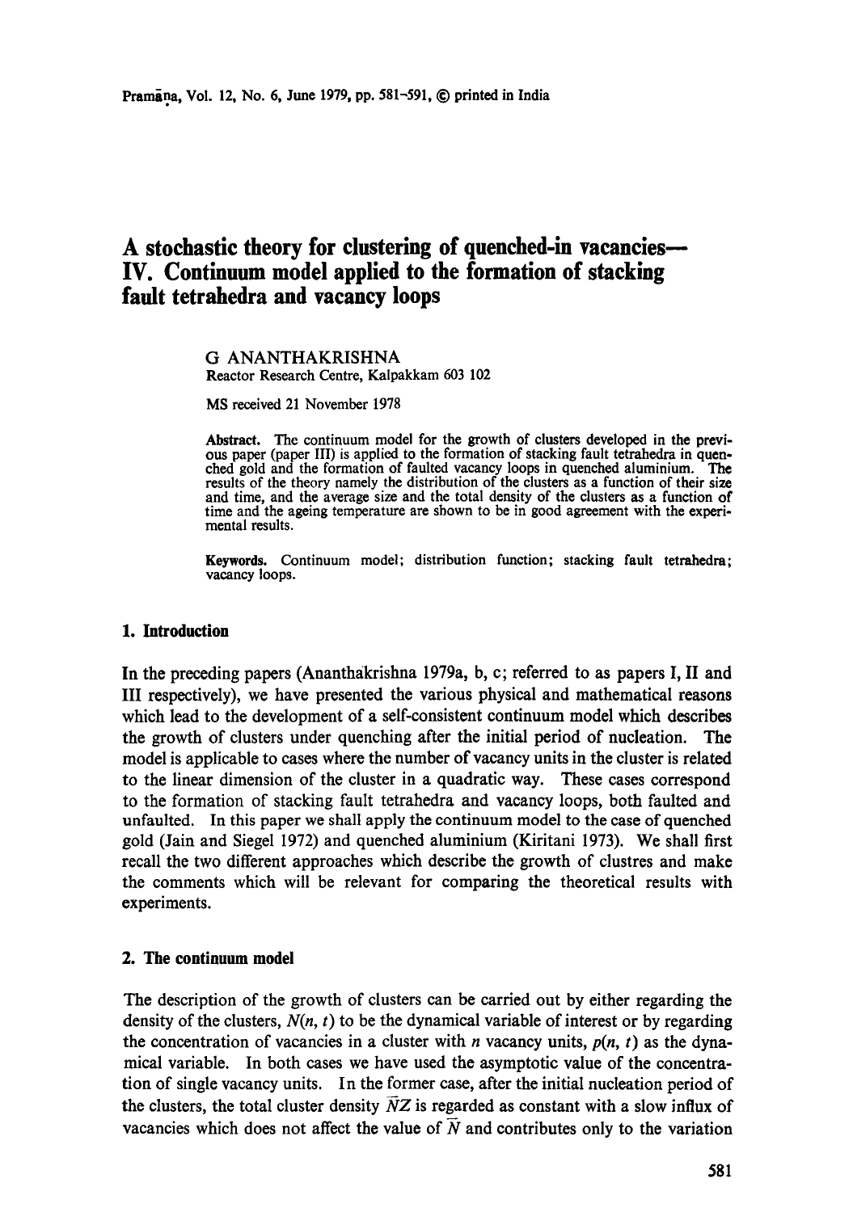# A stochastic theory for clustering of quenched-in vacancies—IV. Continuum model applied to the formation of stacking fault tetrahedra and vacancy loops

G ANANTHAKRISHNA
Reactor Research Centre, Kalpakkam 603 102

MS received 21 November 1978

**Abstract.** The continuum model for the growth of clusters developed in the previous paper (paper III) is applied to the formation of stacking fault tetrahedra in quenched gold and the formation of faulted vacancy loops in quenched aluminium. The results of the theory namely the distribution of the clusters as a function of their size and time, and the average size and the total density of the clusters as a function of time and the ageing temperature are shown to be in good agreement with the experimental results.

**Keywords.** Continuum model; distribution function; stacking fault tetrahedra; vacancy loops.

## 1. Introduction

In the preceding papers (Ananthakrishna 1979a, b, c; referred to as papers I, II and III respectively), we have presented the various physical and mathematical reasons which lead to the development of a self-consistent continuum model which describes the growth of clusters under quenching after the initial period of nucleation. The model is applicable to cases where the number of vacancy units in the cluster is related to the linear dimension of the cluster in a quadratic way. These cases correspond to the formation of stacking fault tetrahedra and vacancy loops, both faulted and unfaulted. In this paper we shall apply the continuum model to the case of quenched gold (Jain and Siegel 1972) and quenched aluminium (Kiritani 1973). We shall first recall the two different approaches which describe the growth of clustres and make the comments which will be relevant for comparing the theoretical results with experiments.

## 2. The continuum model

The description of the growth of clusters can be carried out by either regarding the density of the clusters, $N(n, t)$ to be the dynamical variable of interest or by regarding the concentration of vacancies in a cluster with $n$ vacancy units, $p(n, t)$ as the dynamical variable. In both cases we have used the asymptotic value of the concentration of single vacancy units. In the former case, after the initial nucleation period of the clusters, the total cluster density $\bar{N}Z$ is regarded as constant with a slow influx of vacancies which does not affect the value of $\bar{N}$ and contributes only to the variation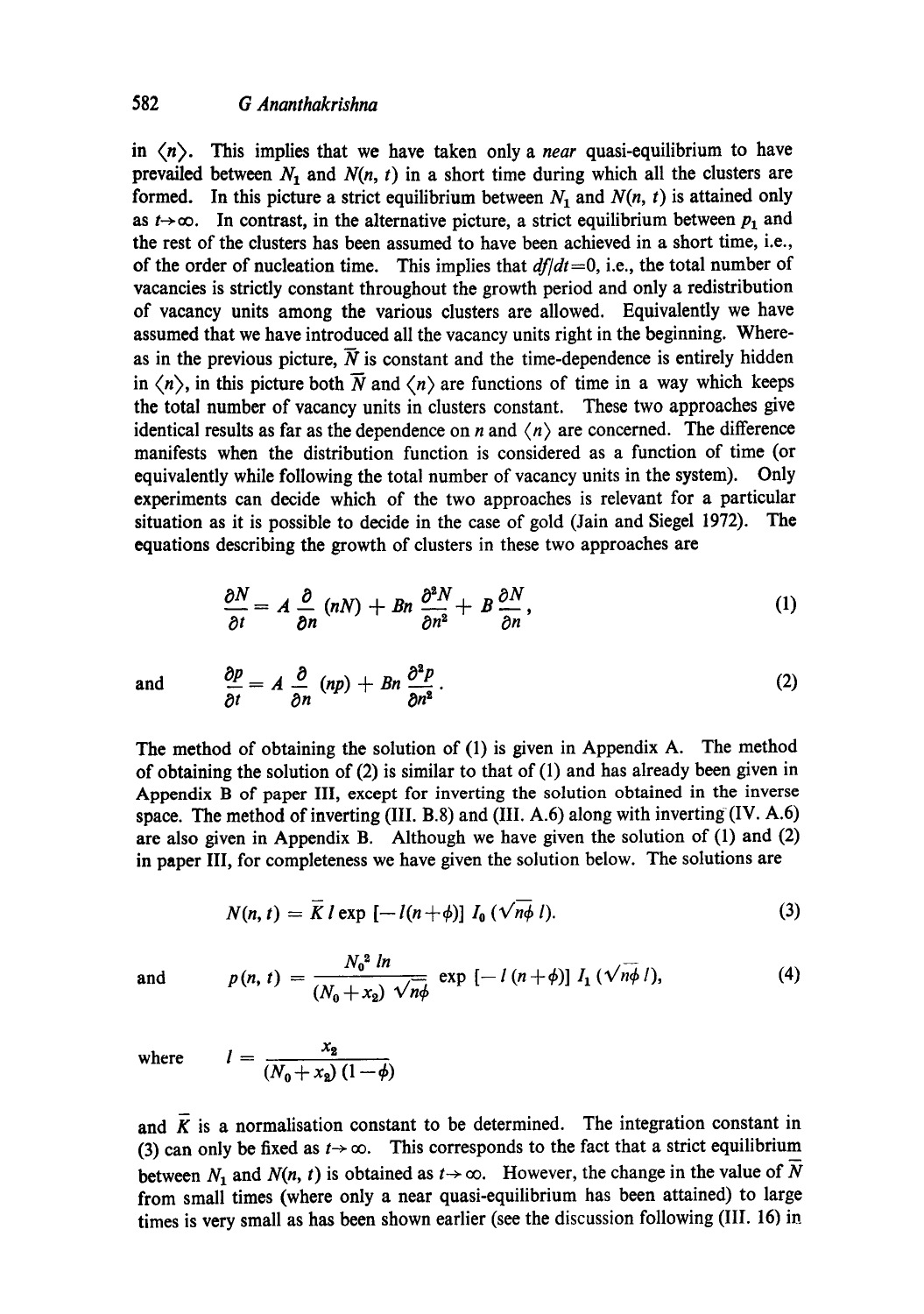in $\langle n \rangle$. This implies that we have taken only a *near* quasi-equilibrium to have prevailed between $N_1$ and $N(n, t)$ in a short time during which all the clusters are formed. In this picture a strict equilibrium between $N_1$ and $N(n, t)$ is attained only as $t \to \infty$. In contrast, in the alternative picture, a strict equilibrium between $p_1$ and the rest of the clusters has been assumed to have been achieved in a short time, i.e., of the order of nucleation time. This implies that $df/dt = 0$, i.e., the total number of vacancies is strictly constant throughout the growth period and only a redistribution of vacancy units among the various clusters are allowed. Equivalently we have assumed that we have introduced all the vacancy units right in the beginning. Whereas in the previous picture, $\bar{N}$ is constant and the time-dependence is entirely hidden in $\langle n \rangle$, in this picture both $\bar{N}$ and $\langle n \rangle$ are functions of time in a way which keeps the total number of vacancy units in clusters constant. These two approaches give identical results as far as the dependence on $n$ and $\langle n \rangle$ are concerned. The difference manifests when the distribution function is considered as a function of time (or equivalently while following the total number of vacancy units in the system). Only experiments can decide which of the two approaches is relevant for a particular situation as it is possible to decide in the case of gold (Jain and Siegel 1972). The equations describing the growth of clusters in these two approaches are

$$\frac{\partial N}{\partial t} = A \frac{\partial}{\partial n} (nN) + Bn \frac{\partial^2 N}{\partial n^2} + B \frac{\partial N}{\partial n}, \tag{1}$$

and
$$\frac{\partial p}{\partial t} = A \frac{\partial}{\partial n} (np) + Bn \frac{\partial^2 p}{\partial n^2}. \tag{2}$$

The method of obtaining the solution of (1) is given in Appendix A. The method of obtaining the solution of (2) is similar to that of (1) and has already been given in Appendix B of paper III, except for inverting the solution obtained in the inverse space. The method of inverting (III. B.8) and (III. A.6) along with inverting (IV. A.6) are also given in Appendix B. Although we have given the solution of (1) and (2) in paper III, for completeness we have given the solution below. The solutions are

$$N(n, t) = \bar{K} l \exp [-l(n+\phi)] \, I_0 (\sqrt{n\phi} \, l). \tag{3}$$

and
$$p(n, t) = \frac{N_0^2 \, ln}{(N_0 + x_2) \sqrt{n\phi}} \exp [-l (n+\phi)] \, I_1 (\sqrt{n\phi} \, l), \tag{4}$$

where
$$l = \frac{x_2}{(N_0 + x_2)(1 - \phi)}$$

and $\bar{K}$ is a normalisation constant to be determined. The integration constant in (3) can only be fixed as $t \to \infty$. This corresponds to the fact that a strict equilibrium between $N_1$ and $N(n, t)$ is obtained as $t \to \infty$. However, the change in the value of $\bar{N}$ from small times (where only a near quasi-equilibrium has been attained) to large times is very small as has been shown earlier (see the discussion following (III. 16) in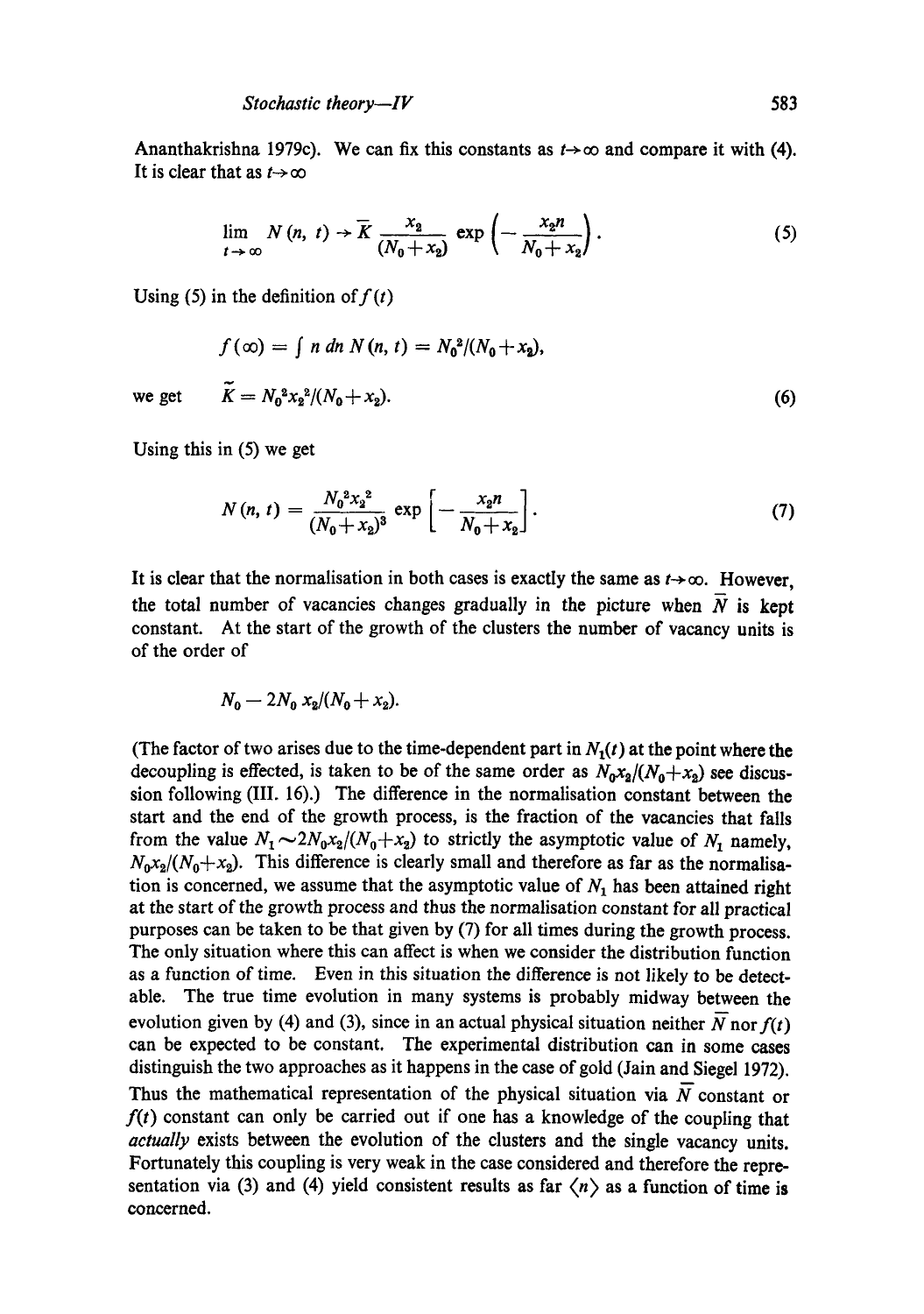Ananthakrishna 1979c). We can fix this constants as $t \to \infty$ and compare it with (4). It is clear that as $t \to \infty$

$$\lim_{t \to \infty} N(n, t) \to \tilde{K} \frac{x_2}{(N_0 + x_2)} \exp\left(-\frac{x_2 n}{N_0 + x_2}\right). \tag{5}$$

Using (5) in the definition of $f(t)$

$$f(\infty) = \int n \, dn \, N(n, t) = N_0^2/(N_0 + x_2),$$

we get $\quad \tilde{K} = N_0^2 x_2^2/(N_0 + x_2). \tag{6}$

Using this in (5) we get

$$N(n, t) = \frac{N_0^2 x_2^2}{(N_0 + x_2)^3} \exp\left[-\frac{x_2 n}{N_0 + x_2}\right]. \tag{7}$$

It is clear that the normalisation in both cases is exactly the same as $t \to \infty$. However, the total number of vacancies changes gradually in the picture when $\bar{N}$ is kept constant. At the start of the growth of the clusters the number of vacancy units is of the order of

$$N_0 - 2N_0 x_2/(N_0 + x_2).$$

(The factor of two arises due to the time-dependent part in $N_1(t)$ at the point where the decoupling is effected, is taken to be of the same order as $N_0 x_2/(N_0 + x_2)$ see discussion following (III. 16).) The difference in the normalisation constant between the start and the end of the growth process, is the fraction of the vacancies that falls from the value $N_1 \sim 2N_0 x_2/(N_0 + x_2)$ to strictly the asymptotic value of $N_1$ namely, $N_0 x_2/(N_0 + x_2)$. This difference is clearly small and therefore as far as the normalisation is concerned, we assume that the asymptotic value of $N_1$ has been attained right at the start of the growth process and thus the normalisation constant for all practical purposes can be taken to be that given by (7) for all times during the growth process. The only situation where this can affect is when we consider the distribution function as a function of time. Even in this situation the difference is not likely to be detectable. The true time evolution in many systems is probably midway between the evolution given by (4) and (3), since in an actual physical situation neither $\bar{N}$ nor $f(t)$ can be expected to be constant. The experimental distribution can in some cases distinguish the two approaches as it happens in the case of gold (Jain and Siegel 1972). Thus the mathematical representation of the physical situation via $\bar{N}$ constant or $f(t)$ constant can only be carried out if one has a knowledge of the coupling that *actually* exists between the evolution of the clusters and the single vacancy units. Fortunately this coupling is very weak in the case considered and therefore the representation via (3) and (4) yield consistent results as far $\langle n \rangle$ as a function of time is concerned.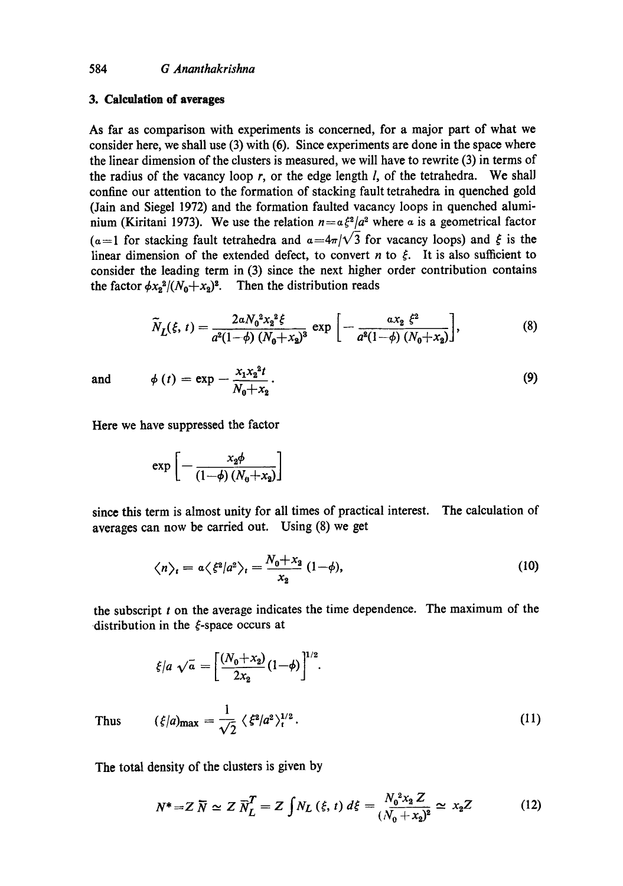## 3. Calculation of averages

As far as comparison with experiments is concerned, for a major part of what we consider here, we shall use (3) with (6). Since experiments are done in the space where the linear dimension of the clusters is measured, we will have to rewrite (3) in terms of the radius of the vacancy loop $r$, or the edge length $l$, of the tetrahedra. We shall confine our attention to the formation of stacking fault tetrahedra in quenched gold (Jain and Siegel 1972) and the formation faulted vacancy loops in quenched aluminium (Kiritani 1973). We use the relation $n = \alpha \xi^2/a^2$ where $\alpha$ is a geometrical factor ($\alpha = 1$ for stacking fault tetrahedra and $\alpha = 4\pi/\sqrt{3}$ for vacancy loops) and $\xi$ is the linear dimension of the extended defect, to convert $n$ to $\xi$. It is also sufficient to consider the leading term in (3) since the next higher order contribution contains the factor $\phi x_2^2/(N_0+x_2)^2$. Then the distribution reads

$$\tilde{N}_L(\xi, t) = \frac{2\alpha N_0^2 x_2^2 \xi}{a^2(1-\phi)(N_0+x_2)^3} \exp\left[-\frac{\alpha x_2 \xi^2}{a^2(1-\phi)(N_0+x_2)}\right], \tag{8}$$

and

$$\phi(t) = \exp - \frac{x_1 x_2^2 t}{N_0+x_2}. \tag{9}$$

Here we have suppressed the factor

$$\exp\left[-\frac{x_2\phi}{(1-\phi)(N_0+x_2)}\right]$$

since this term is almost unity for all times of practical interest. The calculation of averages can now be carried out. Using (8) we get

$$\langle n \rangle_t = \alpha \langle \xi^2/a^2 \rangle_t = \frac{N_0+x_2}{x_2}(1-\phi), \tag{10}$$

the subscript $t$ on the average indicates the time dependence. The maximum of the distribution in the $\xi$-space occurs at

$$\xi/a\sqrt{\alpha} = \left[\frac{(N_0+x_2)}{2x_2}(1-\phi)\right]^{1/2}.$$

Thus

$$(\xi/a)_{\max} = \frac{1}{\sqrt{2}} \langle \xi^2/a^2 \rangle_t^{1/2}. \tag{11}$$

The total density of the clusters is given by

$$N^* = Z\bar{N} \simeq Z\bar{N}_L^T = Z\int N_L(\xi, t)\, d\xi = \frac{N_0^2 x_2 Z}{(N_0+x_2)^2} \simeq x_2 Z \tag{12}$$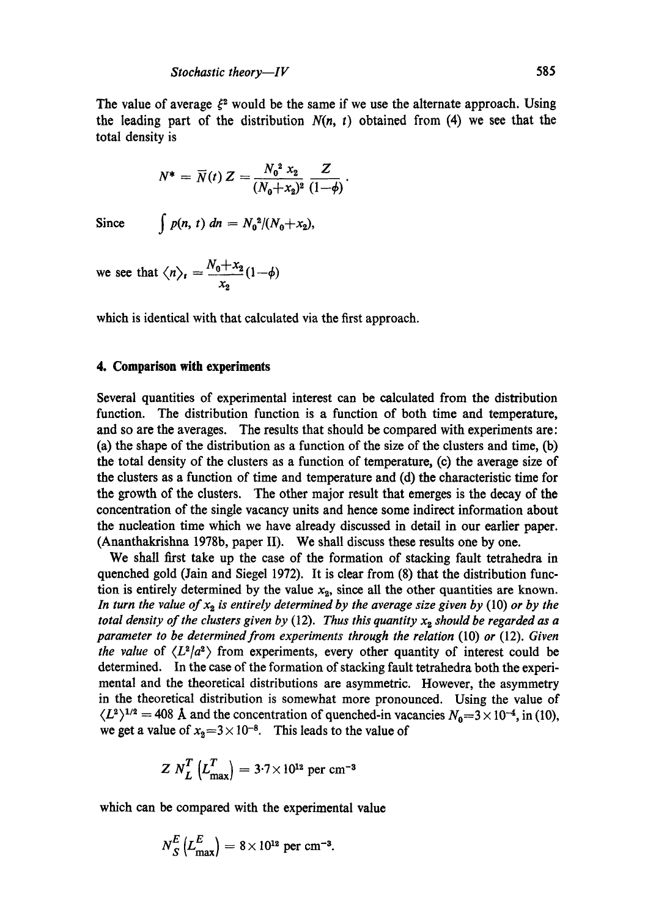The value of average $\xi^2$ would be the same if we use the alternate approach. Using the leading part of the distribution $N(n, t)$ obtained from (4) we see that the total density is

$$N^* = \overline{N}(t)\, Z = \frac{N_0^2\, x_2}{(N_0+x_2)^2}\, \frac{Z}{(1-\phi)}\,.$$

Since $\qquad \int p(n, t)\, dn = N_0^2/(N_0+x_2),$

we see that $\langle n \rangle_t = \dfrac{N_0+x_2}{x_2}(1-\phi)$

which is identical with that calculated via the first approach.

## 4. Comparison with experiments

Several quantities of experimental interest can be calculated from the distribution function. The distribution function is a function of both time and temperature, and so are the averages. The results that should be compared with experiments are: (a) the shape of the distribution as a function of the size of the clusters and time, (b) the total density of the clusters as a function of temperature, (c) the average size of the clusters as a function of time and temperature and (d) the characteristic time for the growth of the clusters. The other major result that emerges is the decay of the concentration of the single vacancy units and hence some indirect information about the nucleation time which we have already discussed in detail in our earlier paper. (Ananthakrishna 1978b, paper II). We shall discuss these results one by one.

We shall first take up the case of the formation of stacking fault tetrahedra in quenched gold (Jain and Siegel 1972). It is clear from (8) that the distribution function is entirely determined by the value $x_2$, since all the other quantities are known. *In turn the value of $x_2$ is entirely determined by the average size given by* (10) *or by the total density of the clusters given by* (12). *Thus this quantity $x_2$ should be regarded as a parameter to be determined from experiments through the relation* (10) *or* (12). *Given the value* of $\langle L^2/a^2 \rangle$ from experiments, every other quantity of interest could be determined. In the case of the formation of stacking fault tetrahedra both the experimental and the theoretical distributions are asymmetric. However, the asymmetry in the theoretical distribution is somewhat more pronounced. Using the value of $\langle L^2 \rangle^{1/2} = 408$ Å and the concentration of quenched-in vacancies $N_0 = 3 \times 10^{-4}$, in (10), we get a value of $x_2 = 3 \times 10^{-8}$. This leads to the value of

$$Z\, N_L^T \left(L_{\max}^T\right) = 3{\cdot}7 \times 10^{12} \text{ per cm}^{-3}$$

which can be compared with the experimental value

$$N_S^E \left(L_{\max}^E\right) = 8 \times 10^{12} \text{ per cm}^{-3}.$$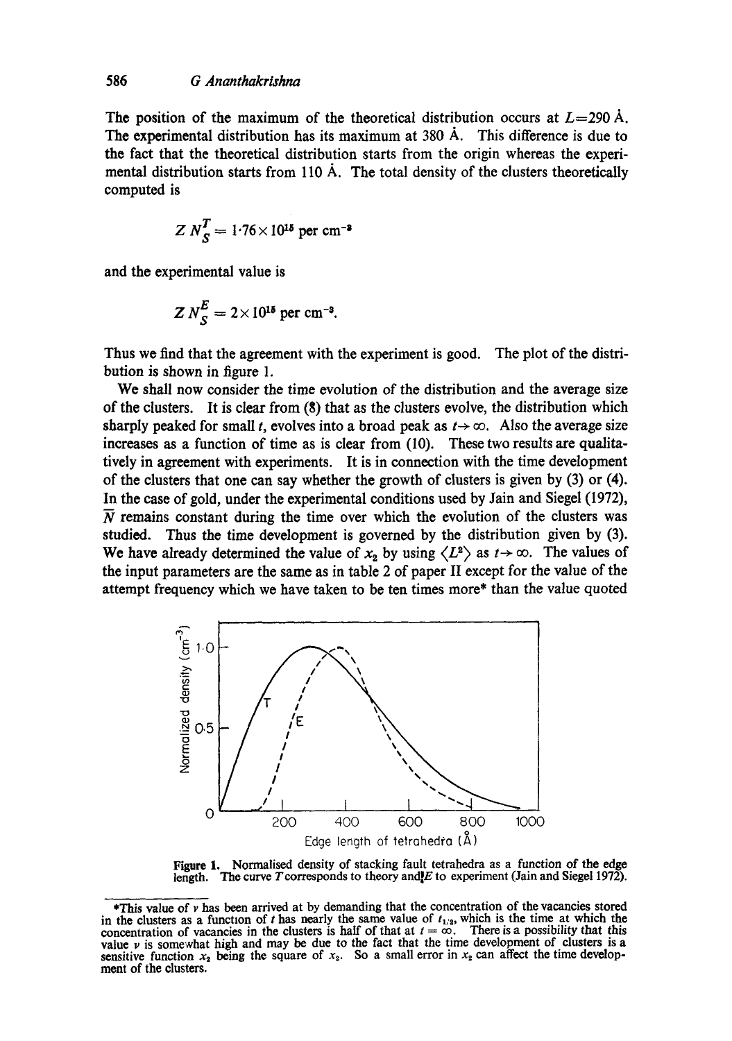The position of the maximum of the theoretical distribution occurs at $L$=290 Å. The experimental distribution has its maximum at 380 Å. This difference is due to the fact that the theoretical distribution starts from the origin whereas the experimental distribution starts from 110 Å. The total density of the clusters theoretically computed is

$$Z\,N_S^T = 1{\cdot}76 \times 10^{15} \text{ per cm}^{-3}$$

and the experimental value is

$$Z\,N_S^E = 2 \times 10^{15} \text{ per cm}^{-3}.$$

Thus we find that the agreement with the experiment is good. The plot of the distribution is shown in figure 1.

We shall now consider the time evolution of the distribution and the average size of the clusters. It is clear from (8) that as the clusters evolve, the distribution which sharply peaked for small $t$, evolves into a broad peak as $t \to \infty$. Also the average size increases as a function of time as is clear from (10). These two results are qualitatively in agreement with experiments. It is in connection with the time development of the clusters that one can say whether the growth of clusters is given by (3) or (4). In the case of gold, under the experimental conditions used by Jain and Siegel (1972), $\overline{N}$ remains constant during the time over which the evolution of the clusters was studied. Thus the time development is governed by the distribution given by (3). We have already determined the value of $x_2$ by using $\langle L^2 \rangle$ as $t \to \infty$. The values of the input parameters are the same as in table 2 of paper II except for the value of the attempt frequency which we have taken to be ten times more* than the value quoted

Normalized density (cm$^{-3}$)
1·0
0·5
0
T
E
200
400
600
800
1000
Edge length of tetrahedra (Å)

**Figure 1.** Normalised density of stacking fault tetrahedra as a function of the edge length. The curve $T$ corresponds to theory and $E$ to experiment (Jain and Siegel 1972).

*This value of $\nu$ has been arrived at by demanding that the concentration of the vacancies stored in the clusters as a function of $t$ has nearly the same value of $t_{1/2}$, which is the time at which the concentration of vacancies in the clusters is half of that at $t = \infty$. There is a possibility that this value $\nu$ is somewhat high and may be due to the fact that the time development of clusters is a sensitive function $x_2$ being the square of $x_2$. So a small error in $x_2$ can affect the time development of the clusters.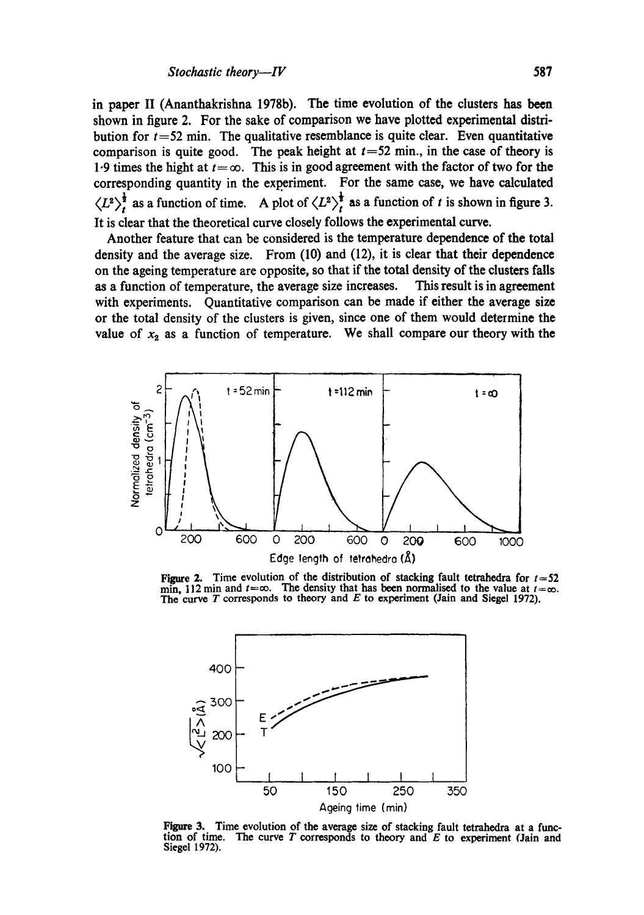in paper II (Ananthakrishna 1978b). The time evolution of the clusters has been shown in figure 2. For the sake of comparison we have plotted experimental distribution for $t=52$ min. The qualitative resemblance is quite clear. Even quantitative comparison is quite good. The peak height at $t=52$ min., in the case of theory is 1·9 times the hight at $t=\infty$. This is in good agreement with the factor of two for the corresponding quantity in the experiment. For the same case, we have calculated $\langle L^2\rangle_t^{\frac{1}{2}}$ as a function of time. A plot of $\langle L^2\rangle_t^{\frac{1}{2}}$ as a function of $t$ is shown in figure 3. It is clear that the theoretical curve closely follows the experimental curve.

Another feature that can be considered is the temperature dependence of the total density and the average size. From (10) and (12), it is clear that their dependence on the ageing temperature are opposite, so that if the total density of the clusters falls as a function of temperature, the average size increases. This result is in agreement with experiments. Quantitative comparison can be made if either the average size or the total density of the clusters is given, since one of them would determine the value of $x_2$ as a function of temperature. We shall compare our theory with the

Normalized density of tetrahedra (cm⁻³)
2
1
0
t = 52 min
t = 112 min
t = ∞
200 600 0 200 600 0 200 600 1000
Edge length of tetrahedra (Å)

**Figure 2.** Time evolution of the distribution of stacking fault tetrahedra for $t=52$ min, 112 min and $t=\infty$. The density that has been normalised to the value at $t=\infty$. The curve $T$ corresponds to theory and $E$ to experiment (Jain and Siegel 1972).

$\sqrt{\langle L^2\rangle}$ (Å)
400
300
200
100
E
T
50 150 250 350
Ageing time (min)

**Figure 3.** Time evolution of the average size of stacking fault tetrahedra at a function of time. The curve $T$ corresponds to theory and $E$ to experiment (Jain and Siegel 1972).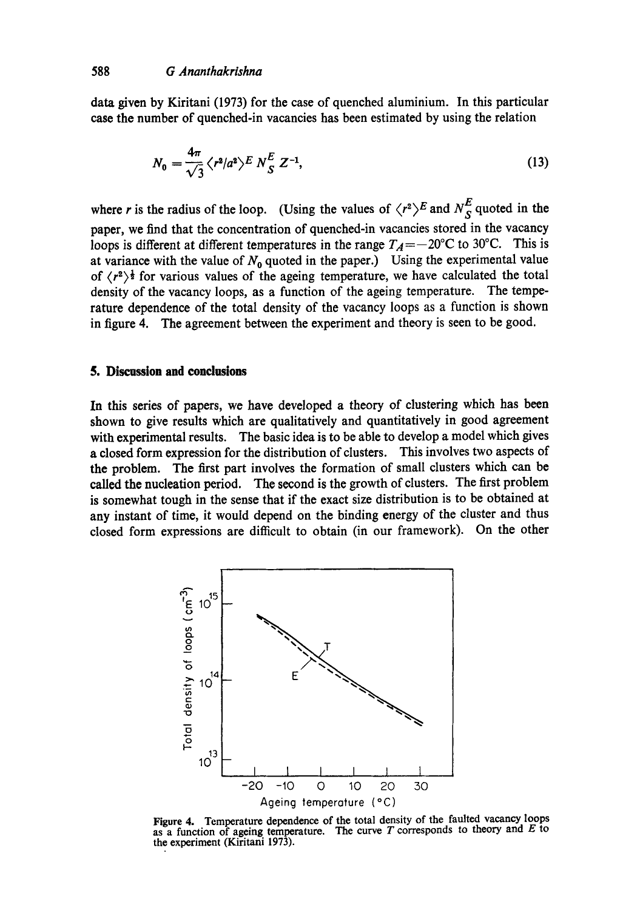data given by Kiritani (1973) for the case of quenched aluminium. In this particular case the number of quenched-in vacancies has been estimated by using the relation

$$N_0 = \frac{4\pi}{\sqrt{3}} \langle r^2/a^2 \rangle^E N_S^E Z^{-1}, \tag{13}$$

where $r$ is the radius of the loop. (Using the values of $\langle r^2 \rangle^E$ and $N_S^E$ quoted in the paper, we find that the concentration of quenched-in vacancies stored in the vacancy loops is different at different temperatures in the range $T_A = -20°C$ to $30°C$. This is at variance with the value of $N_0$ quoted in the paper.) Using the experimental value of $\langle r^2 \rangle^{\frac{1}{2}}$ for various values of the ageing temperature, we have calculated the total density of the vacancy loops, as a function of the ageing temperature. The temperature dependence of the total density of the vacancy loops as a function is shown in figure 4. The agreement between the experiment and theory is seen to be good.

## 5. Discussion and conclusions

In this series of papers, we have developed a theory of clustering which has been shown to give results which are qualitatively and quantitatively in good agreement with experimental results. The basic idea is to be able to develop a model which gives a closed form expression for the distribution of clusters. This involves two aspects of the problem. The first part involves the formation of small clusters which can be called the nucleation period. The second is the growth of clusters. The first problem is somewhat tough in the sense that if the exact size distribution is to be obtained at any instant of time, it would depend on the binding energy of the cluster and thus closed form expressions are difficult to obtain (in our framework). On the other

Total density of loops (cm$^{-3}$)
$10^{15}$
$10^{14}$
$10^{13}$
T
E
-20 -10 0 10 20 30
Ageing temperature (°C)

**Figure 4.** Temperature dependence of the total density of the faulted vacancy loops as a function of ageing temperature. The curve $T$ corresponds to theory and $E$ to the experiment (Kiritani 1973).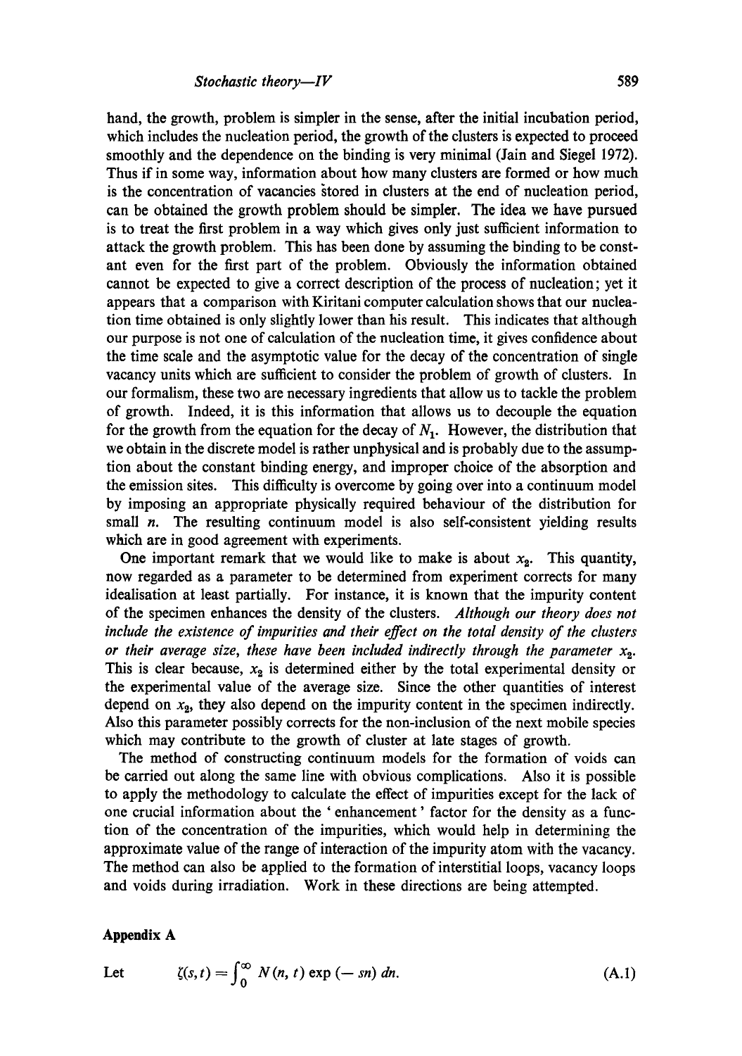hand, the growth, problem is simpler in the sense, after the initial incubation period, which includes the nucleation period, the growth of the clusters is expected to proceed smoothly and the dependence on the binding is very minimal (Jain and Siegel 1972). Thus if in some way, information about how many clusters are formed or how much is the concentration of vacancies stored in clusters at the end of nucleation period, can be obtained the growth problem should be simpler. The idea we have pursued is to treat the first problem in a way which gives only just sufficient information to attack the growth problem. This has been done by assuming the binding to be constant even for the first part of the problem. Obviously the information obtained cannot be expected to give a correct description of the process of nucleation; yet it appears that a comparison with Kiritani computer calculation shows that our nucleation time obtained is only slightly lower than his result. This indicates that although our purpose is not one of calculation of the nucleation time, it gives confidence about the time scale and the asymptotic value for the decay of the concentration of single vacancy units which are sufficient to consider the problem of growth of clusters. In our formalism, these two are necessary ingredients that allow us to tackle the problem of growth. Indeed, it is this information that allows us to decouple the equation for the growth from the equation for the decay of $N_1$. However, the distribution that we obtain in the discrete model is rather unphysical and is probably due to the assumption about the constant binding energy, and improper choice of the absorption and the emission sites. This difficulty is overcome by going over into a continuum model by imposing an appropriate physically required behaviour of the distribution for small $n$. The resulting continuum model is also self-consistent yielding results which are in good agreement with experiments.

One important remark that we would like to make is about $x_2$. This quantity, now regarded as a parameter to be determined from experiment corrects for many idealisation at least partially. For instance, it is known that the impurity content of the specimen enhances the density of the clusters. *Although our theory does not include the existence of impurities and their effect on the total density of the clusters or their average size, these have been included indirectly through the parameter $x_2$.* This is clear because, $x_2$ is determined either by the total experimental density or the experimental value of the average size. Since the other quantities of interest depend on $x_2$, they also depend on the impurity content in the specimen indirectly. Also this parameter possibly corrects for the non-inclusion of the next mobile species which may contribute to the growth of cluster at late stages of growth.

The method of constructing continuum models for the formation of voids can be carried out along the same line with obvious complications. Also it is possible to apply the methodology to calculate the effect of impurities except for the lack of one crucial information about the 'enhancement' factor for the density as a function of the concentration of the impurities, which would help in determining the approximate value of the range of interaction of the impurity atom with the vacancy. The method can also be applied to the formation of interstitial loops, vacancy loops and voids during irradiation. Work in these directions are being attempted.

## Appendix A

Let
$$\zeta(s,t) = \int_0^\infty N(n,t)\exp(-sn)\,dn. \tag{A.1}$$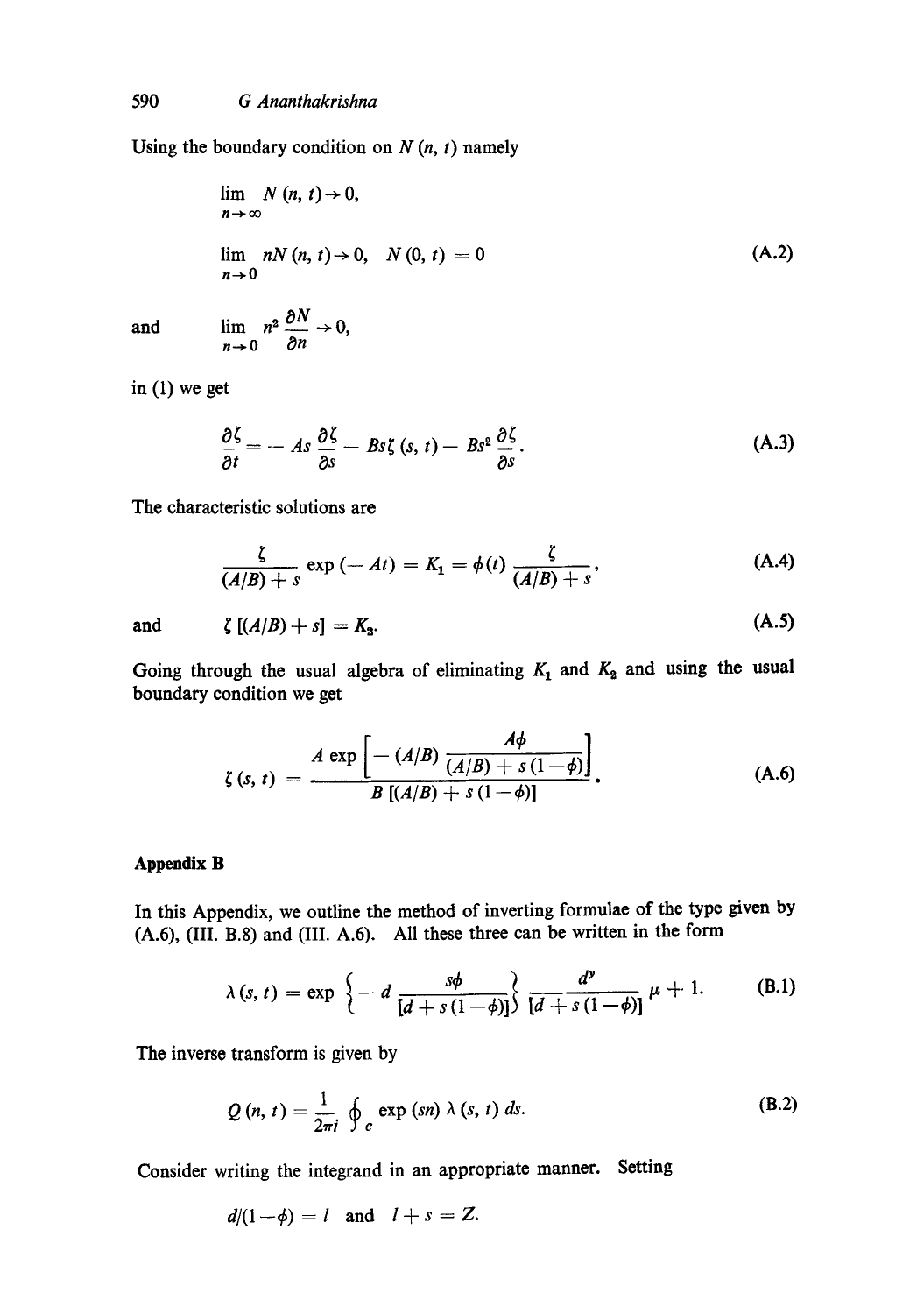Using the boundary condition on $N(n, t)$ namely

$$
\begin{aligned}
&\lim_{n \to \infty} N(n, t) \to 0, \\
&\lim_{n \to 0} nN(n, t) \to 0, \quad N(0, t) = 0 \\
\text{and} \quad &\lim_{n \to 0} n^2 \frac{\partial N}{\partial n} \to 0,
\end{aligned}
\tag{A.2}
$$

in (1) we get

$$
\frac{\partial \zeta}{\partial t} = -As \frac{\partial \zeta}{\partial s} - Bs\zeta(s, t) - Bs^2 \frac{\partial \zeta}{\partial s}. \tag{A.3}
$$

The characteristic solutions are

$$
\frac{\zeta}{(A/B) + s} \exp(-At) = K_1 = \phi(t) \frac{\zeta}{(A/B) + s}, \tag{A.4}
$$

and

$$
\zeta\left[(A/B) + s\right] = K_2. \tag{A.5}
$$

Going through the usual algebra of eliminating $K_1$ and $K_2$ and using the usual boundary condition we get

$$
\zeta(s, t) = \frac{A \exp\left[-(A/B) \dfrac{A\phi}{(A/B) + s(1-\phi)}\right]}{B\left[(A/B) + s(1-\phi)\right]}. \tag{A.6}
$$

## Appendix B

In this Appendix, we outline the method of inverting formulae of the type given by (A.6), (III. B.8) and (III. A.6). All these three can be written in the form

$$
\lambda(s, t) = \exp\left\{-d \frac{s\phi}{[d + s(1-\phi)]}\right\} \frac{d^{\nu}}{[d + s(1-\phi)]} \mu + 1. \tag{B.1}
$$

The inverse transform is given by

$$
Q(n, t) = \frac{1}{2\pi i} \oint_c \exp(sn)\, \lambda(s, t)\, ds. \tag{B.2}
$$

Consider writing the integrand in an appropriate manner. Setting

$$
d/(1-\phi) = l \quad \text{and} \quad l + s = Z.
$$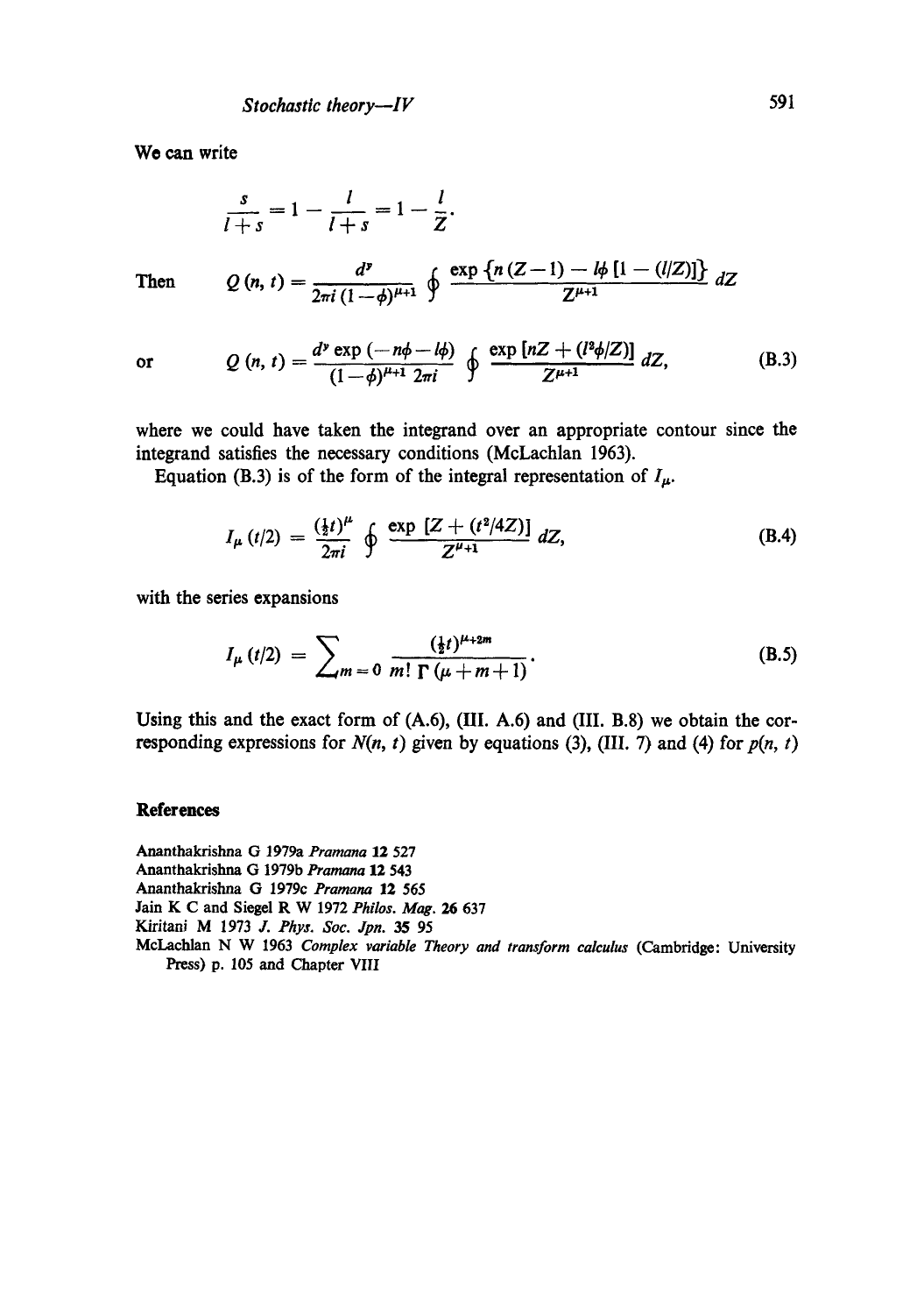We can write

$$\frac{s}{l+s} = 1 - \frac{l}{l+s} = 1 - \frac{l}{Z}.$$

Then
$$Q(n, t) = \frac{d^\nu}{2\pi i (1-\phi)^{\mu+1}} \oint \frac{\exp\{n(Z-1) - l\phi[1-(l/Z)]\}}{Z^{\mu+1}} dZ$$

or
$$Q(n, t) = \frac{d^\nu \exp(-n\phi - l\phi)}{(1-\phi)^{\mu+1} 2\pi i} \oint \frac{\exp[nZ + (l^2\phi/Z)]}{Z^{\mu+1}} dZ, \tag{B.3}$$

where we could have taken the integrand over an appropriate contour since the integrand satisfies the necessary conditions (McLachlan 1963).

Equation (B.3) is of the form of the integral representation of $I_\mu$.

$$I_\mu(t/2) = \frac{(\frac{1}{2}t)^\mu}{2\pi i} \oint \frac{\exp[Z + (t^2/4Z)]}{Z^{\mu+1}} dZ, \tag{B.4}$$

with the series expansions

$$I_\mu(t/2) = \sum_{m=0} \frac{(\frac{1}{2}t)^{\mu+2m}}{m!\,\Gamma(\mu+m+1)}. \tag{B.5}$$

Using this and the exact form of (A.6), (III. A.6) and (III. B.8) we obtain the corresponding expressions for $N(n, t)$ given by equations (3), (III. 7) and (4) for $p(n, t)$

## References

Ananthakrishna G 1979a *Pramana* **12** 527

Ananthakrishna G 1979b *Pramana* **12** 543

Ananthakrishna G 1979c *Pramana* **12** 565

Jain K C and Siegel R W 1972 *Philos. Mag.* **26** 637

Kiritani M 1973 *J. Phys. Soc. Jpn.* **35** 95

McLachlan N W 1963 *Complex variable Theory and transform calculus* (Cambridge: University Press) p. 105 and Chapter VIII